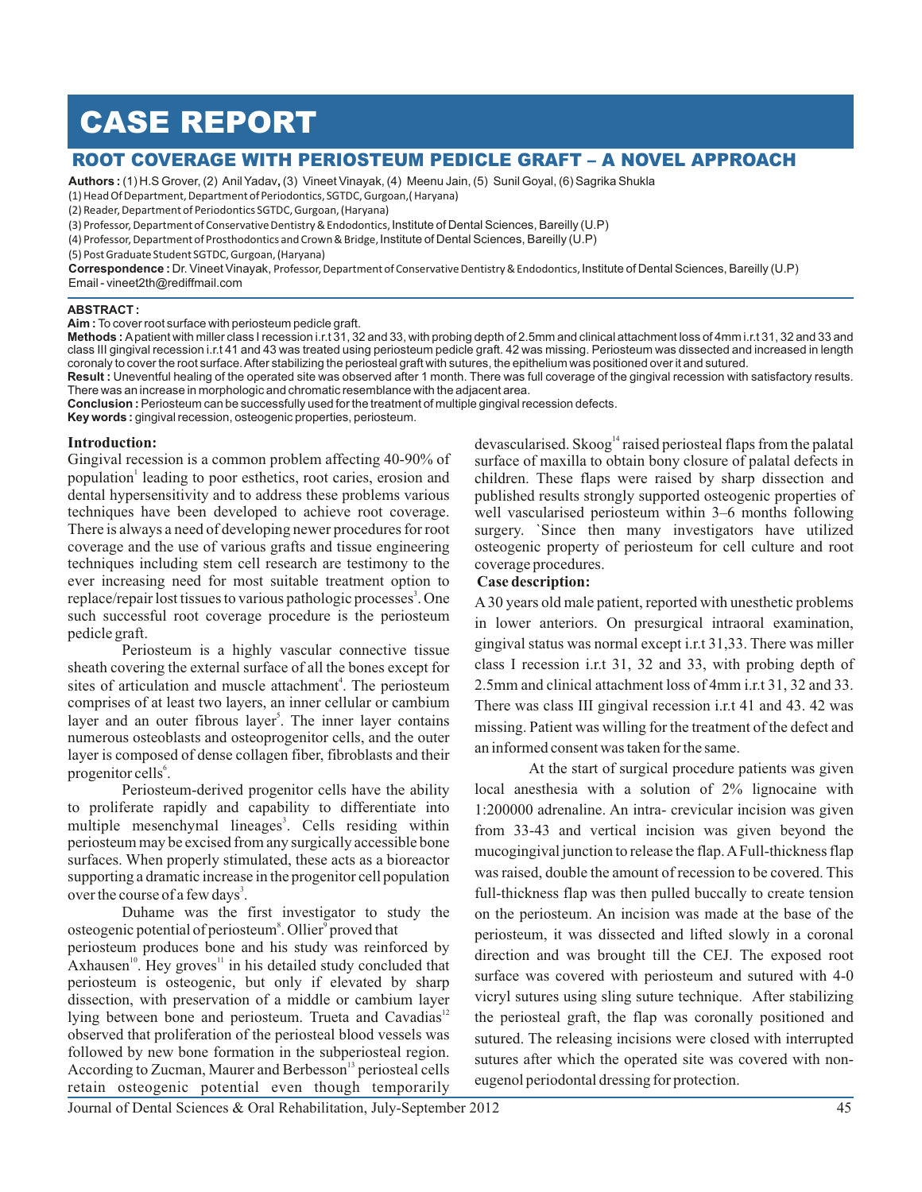# CASE REPORT

## ROOT COVERAGE WITH PERIOSTEUM PEDICLE GRAFT – A NOVEL APPROACH

**Authors :** (1) H.S Grover, (2) Anil Yadav, (3) Vineet Vinayak, (4) Meenu Jain, (5) Sunil Goyal, (6) Sagrika Shukla

(1) Head Of Department, Department of Periodontics, SGTDC, Gurgoan,( Haryana)

(2) Reader, Department of Periodontics SGTDC, Gurgoan, (Haryana)

(3) Professor, Department of Conservative Dentistry & Endodontics, Institute of Dental Sciences, Bareilly (U.P)

(4) Professor, Department of Prosthodontics and Crown & Bridge, Institute of Dental Sciences, Bareilly (U.P)

(5) Post Graduate Student SGTDC, Gurgoan, (Haryana)

**Correspondence :** Dr. Vineet Vinayak, Professor, Department of Conservative Dentistry & Endodontics, Institute of Dental Sciences, Bareilly (U.P)
Email - vineet2th@rediffmail.com

**ABSTRACT :**

**Aim :** To cover root surface with periosteum pedicle graft.

**Methods :** A patient with miller class I recession i.r.t 31, 32 and 33, with probing depth of 2.5mm and clinical attachment loss of 4mm i.r.t 31, 32 and 33 and class III gingival recession i.r.t 41 and 43 was treated using periosteum pedicle graft. 42 was missing. Periosteum was dissected and increased in length coronaly to cover the root surface. After stabilizing the periosteal graft with sutures, the epithelium was positioned over it and sutured.

**Result :** Uneventful healing of the operated site was observed after 1 month. There was full coverage of the gingival recession with satisfactory results. There was an increase in morphologic and chromatic resemblance with the adjacent area.

**Conclusion :** Periosteum can be successfully used for the treatment of multiple gingival recession defects.

**Key words :** gingival recession, osteogenic properties, periosteum.

### Introduction:

Gingival recession is a common problem affecting 40-90% of population[1] leading to poor esthetics, root caries, erosion and dental hypersensitivity and to address these problems various techniques have been developed to achieve root coverage. There is always a need of developing newer procedures for root coverage and the use of various grafts and tissue engineering techniques including stem cell research are testimony to the ever increasing need for most suitable treatment option to replace/repair lost tissues to various pathologic processes[3]. One such successful root coverage procedure is the periosteum pedicle graft.

Periosteum is a highly vascular connective tissue sheath covering the external surface of all the bones except for sites of articulation and muscle attachment[4]. The periosteum comprises of at least two layers, an inner cellular or cambium layer and an outer fibrous layer[5]. The inner layer contains numerous osteoblasts and osteoprogenitor cells, and the outer layer is composed of dense collagen fiber, fibroblasts and their progenitor cells[6].

Periosteum-derived progenitor cells have the ability to proliferate rapidly and capability to differentiate into multiple mesenchymal lineages[3]. Cells residing within periosteum may be excised from any surgically accessible bone surfaces. When properly stimulated, these acts as a bioreactor supporting a dramatic increase in the progenitor cell population over the course of a few days[3].

Duhame was the first investigator to study the osteogenic potential of periosteum[8]. Ollier[9] proved that periosteum produces bone and his study was reinforced by Axhausen[10]. Hey groves[11] in his detailed study concluded that periosteum is osteogenic, but only if elevated by sharp dissection, with preservation of a middle or cambium layer lying between bone and periosteum. Trueta and Cavadias[12] observed that proliferation of the periosteal blood vessels was followed by new bone formation in the subperiosteal region. According to Zucman, Maurer and Berbesson[13] periosteal cells retain osteogenic potential even though temporarily devascularised. Skoog[14] raised periosteal flaps from the palatal surface of maxilla to obtain bony closure of palatal defects in children. These flaps were raised by sharp dissection and published results strongly supported osteogenic properties of well vascularised periosteum within 3–6 months following surgery. `Since then many investigators have utilized osteogenic property of periosteum for cell culture and root coverage procedures.

### Case description:

A 30 years old male patient, reported with unesthetic problems in lower anteriors. On presurgical intraoral examination, gingival status was normal except i.r.t 31,33. There was miller class I recession i.r.t 31, 32 and 33, with probing depth of 2.5mm and clinical attachment loss of 4mm i.r.t 31, 32 and 33. There was class III gingival recession i.r.t 41 and 43. 42 was missing. Patient was willing for the treatment of the defect and an informed consent was taken for the same.

At the start of surgical procedure patients was given local anesthesia with a solution of 2% lignocaine with 1:200000 adrenaline. An intra- crevicular incision was given from 33-43 and vertical incision was given beyond the mucogingival junction to release the flap. A Full-thickness flap was raised, double the amount of recession to be covered. This full-thickness flap was then pulled buccally to create tension on the periosteum. An incision was made at the base of the periosteum, it was dissected and lifted slowly in a coronal direction and was brought till the CEJ. The exposed root surface was covered with periosteum and sutured with 4-0 vicryl sutures using sling suture technique. After stabilizing the periosteal graft, the flap was coronally positioned and sutured. The releasing incisions were closed with interrupted sutures after which the operated site was covered with non-eugenol periodontal dressing for protection.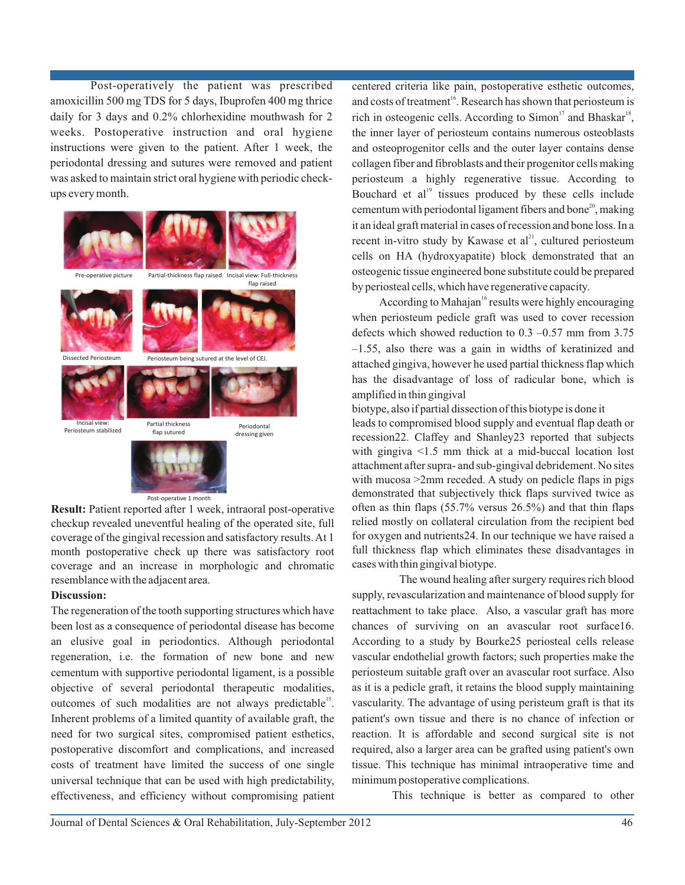Post-operatively the patient was prescribed amoxicillin 500 mg TDS for 5 days, Ibuprofen 400 mg thrice daily for 3 days and 0.2% chlorhexidine mouthwash for 2 weeks. Postoperative instruction and oral hygiene instructions were given to the patient. After 1 week, the periodontal dressing and sutures were removed and patient was asked to maintain strict oral hygiene with periodic check-ups every month.

Pre-operative picture

Partial-thickness flap raised.

Incisal view: Full-thickness flap raised

Dissected Periosteum

Periosteum being sutured at the level of CEJ.

Incisal view: Periosteum stabilized

Partial thickness flap sutured

Periodontal dressing given

Post-operative 1 month

**Result:** Patient reported after 1 week, intraoral post-operative checkup revealed uneventful healing of the operated site, full coverage of the gingival recession and satisfactory results. At 1 month postoperative check up there was satisfactory root coverage and an increase in morphologic and chromatic resemblance with the adjacent area.

**Discussion:**

The regeneration of the tooth supporting structures which have been lost as a consequence of periodontal disease has become an elusive goal in periodontics. Although periodontal regeneration, i.e. the formation of new bone and new cementum with supportive periodontal ligament, is a possible objective of several periodontal therapeutic modalities, outcomes of such modalities are not always predictable[15]. Inherent problems of a limited quantity of available graft, the need for two surgical sites, compromised patient esthetics, postoperative discomfort and complications, and increased costs of treatment have limited the success of one single universal technique that can be used with high predictability, effectiveness, and efficiency without compromising patient centered criteria like pain, postoperative esthetic outcomes, and costs of treatment[16]. Research has shown that periosteum is rich in osteogenic cells. According to Simon[17] and Bhaskar[18], the inner layer of periosteum contains numerous osteoblasts and osteoprogenitor cells and the outer layer contains dense collagen fiber and fibroblasts and their progenitor cells making periosteum a highly regenerative tissue. According to Bouchard et al[19] tissues produced by these cells include cementum with periodontal ligament fibers and bone[20], making it an ideal graft material in cases of recession and bone loss. In a recent in-vitro study by Kawase et al[21], cultured periosteum cells on HA (hydroxyapatite) block demonstrated that an osteogenic tissue engineered bone substitute could be prepared by periosteal cells, which have regenerative capacity.

According to Mahajan[16] results were highly encouraging when periosteum pedicle graft was used to cover recession defects which showed reduction to 0.3 –0.57 mm from 3.75 –1.55, also there was a gain in widths of keratinized and attached gingiva, however he used partial thickness flap which has the disadvantage of loss of radicular bone, which is amplified in thin gingival biotype, also if partial dissection of this biotype is done it leads to compromised blood supply and eventual flap death or recession22. Claffey and Shanley23 reported that subjects with gingiva <1.5 mm thick at a mid-buccal location lost attachment after supra- and sub-gingival debridement. No sites with mucosa >2mm receded. A study on pedicle flaps in pigs demonstrated that subjectively thick flaps survived twice as often as thin flaps (55.7% versus 26.5%) and that thin flaps relied mostly on collateral circulation from the recipient bed for oxygen and nutrients24. In our technique we have raised a full thickness flap which eliminates these disadvantages in cases with thin gingival biotype.

The wound healing after surgery requires rich blood supply, revascularization and maintenance of blood supply for reattachment to take place. Also, a vascular graft has more chances of surviving on an avascular root surface16. According to a study by Bourke25 periosteal cells release vascular endothelial growth factors; such properties make the periosteum suitable graft over an avascular root surface. Also as it is a pedicle graft, it retains the blood supply maintaining vascularity. The advantage of using peristeum graft is that its patient's own tissue and there is no chance of infection or reaction. It is affordable and second surgical site is not required, also a larger area can be grafted using patient's own tissue. This technique has minimal intraoperative time and minimum postoperative complications.

This technique is better as compared to other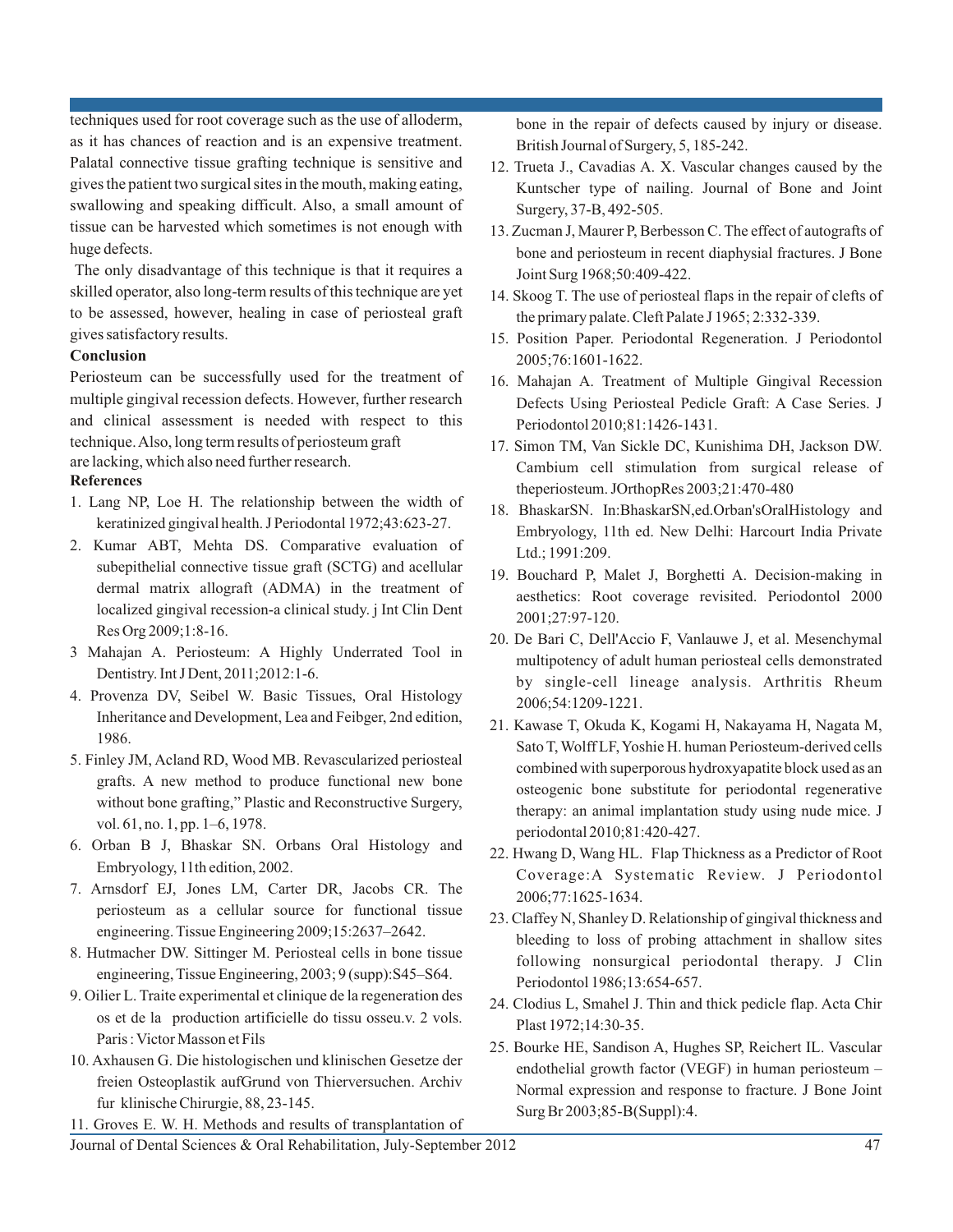techniques used for root coverage such as the use of alloderm, as it has chances of reaction and is an expensive treatment. Palatal connective tissue grafting technique is sensitive and gives the patient two surgical sites in the mouth, making eating, swallowing and speaking difficult. Also, a small amount of tissue can be harvested which sometimes is not enough with huge defects.

The only disadvantage of this technique is that it requires a skilled operator, also long-term results of this technique are yet to be assessed, however, healing in case of periosteal graft gives satisfactory results.

**Conclusion**

Periosteum can be successfully used for the treatment of multiple gingival recession defects. However, further research and clinical assessment is needed with respect to this technique. Also, long term results of periosteum graft are lacking, which also need further research.

**References**

1. Lang NP, Loe H. The relationship between the width of keratinized gingival health. J Periodontal 1972;43:623-27.
2. Kumar ABT, Mehta DS. Comparative evaluation of subepithelial connective tissue graft (SCTG) and acellular dermal matrix allograft (ADMA) in the treatment of localized gingival recession-a clinical study. j Int Clin Dent Res Org 2009;1:8-16.
3. Mahajan A. Periosteum: A Highly Underrated Tool in Dentistry. Int J Dent, 2011;2012:1-6.
4. Provenza DV, Seibel W. Basic Tissues, Oral Histology Inheritance and Development, Lea and Feibger, 2nd edition, 1986.
5. Finley JM, Acland RD, Wood MB. Revascularized periosteal grafts. A new method to produce functional new bone without bone grafting," Plastic and Reconstructive Surgery, vol. 61, no. 1, pp. 1–6, 1978.
6. Orban B J, Bhaskar SN. Orbans Oral Histology and Embryology, 11th edition, 2002.
7. Arnsdorf EJ, Jones LM, Carter DR, Jacobs CR. The periosteum as a cellular source for functional tissue engineering. Tissue Engineering 2009;15:2637–2642.
8. Hutmacher DW. Sittinger M. Periosteal cells in bone tissue engineering, Tissue Engineering, 2003; 9 (supp):S45–S64.
9. Oilier L. Traite experimental et clinique de la regeneration des os et de la production artificielle do tissu osseu.v. 2 vols. Paris : Victor Masson et Fils
10. Axhausen G. Die histologischen und klinischen Gesetze der freien Osteoplastik aufGrund von Thierversuchen. Archiv fur klinische Chirurgie, 88, 23-145.
11. Groves E. W. H. Methods and results of transplantation of bone in the repair of defects caused by injury or disease. British Journal of Surgery, 5, 185-242.
12. Trueta J., Cavadias A. X. Vascular changes caused by the Kuntscher type of nailing. Journal of Bone and Joint Surgery, 37-B, 492-505.
13. Zucman J, Maurer P, Berbesson C. The effect of autografts of bone and periosteum in recent diaphysial fractures. J Bone Joint Surg 1968;50:409-422.
14. Skoog T. The use of periosteal flaps in the repair of clefts of the primary palate. Cleft Palate J 1965; 2:332-339.
15. Position Paper. Periodontal Regeneration. J Periodontol 2005;76:1601-1622.
16. Mahajan A. Treatment of Multiple Gingival Recession Defects Using Periosteal Pedicle Graft: A Case Series. J Periodontol 2010;81:1426-1431.
17. Simon TM, Van Sickle DC, Kunishima DH, Jackson DW. Cambium cell stimulation from surgical release of theperiosteum. JOrthopRes 2003;21:470-480
18. BhaskarSN. In:BhaskarSN,ed.Orban'sOralHistology and Embryology, 11th ed. New Delhi: Harcourt India Private Ltd.; 1991:209.
19. Bouchard P, Malet J, Borghetti A. Decision-making in aesthetics: Root coverage revisited. Periodontol 2000 2001;27:97-120.
20. De Bari C, Dell'Accio F, Vanlauwe J, et al. Mesenchymal multipotency of adult human periosteal cells demonstrated by single-cell lineage analysis. Arthritis Rheum 2006;54:1209-1221.
21. Kawase T, Okuda K, Kogami H, Nakayama H, Nagata M, Sato T, Wolff LF, Yoshie H. human Periosteum-derived cells combined with superporous hydroxyapatite block used as an osteogenic bone substitute for periodontal regenerative therapy: an animal implantation study using nude mice. J periodontal 2010;81:420-427.
22. Hwang D, Wang HL. Flap Thickness as a Predictor of Root Coverage:A Systematic Review. J Periodontol 2006;77:1625-1634.
23. Claffey N, Shanley D. Relationship of gingival thickness and bleeding to loss of probing attachment in shallow sites following nonsurgical periodontal therapy. J Clin Periodontol 1986;13:654-657.
24. Clodius L, Smahel J. Thin and thick pedicle flap. Acta Chir Plast 1972;14:30-35.
25. Bourke HE, Sandison A, Hughes SP, Reichert IL. Vascular endothelial growth factor (VEGF) in human periosteum – Normal expression and response to fracture. J Bone Joint Surg Br 2003;85-B(Suppl):4.